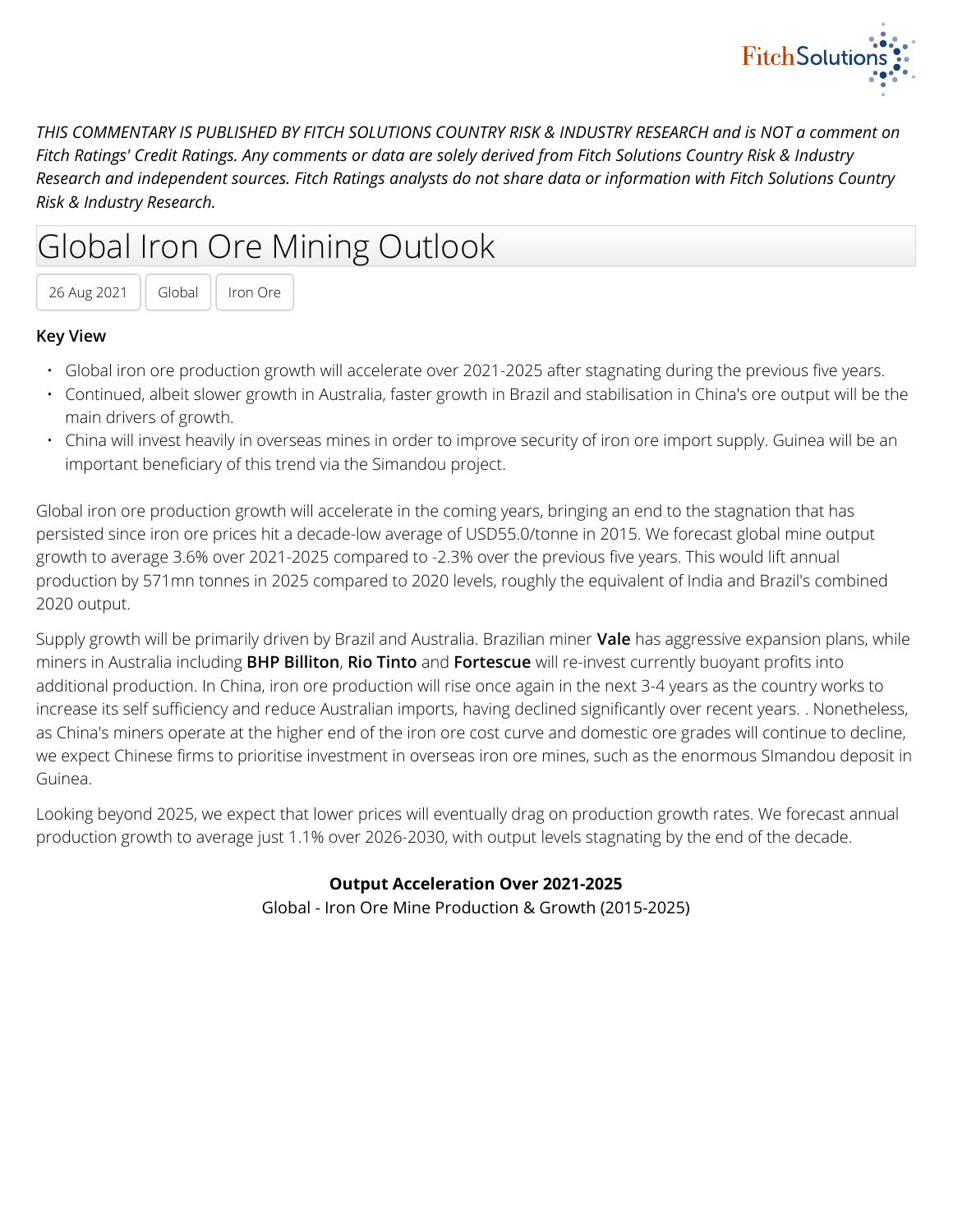*THIS COMMENTARY IS PUBLISHED BY FITCH SOLUTIONS COUNTRY RISK & INDUSTRY RESEARCH and is NOT a comment on Fitch Ratings' Credit Ratings. Any comments or data are solely derived from Fitch Solutions Country Risk & Industry Research and independent sources. Fitch Ratings analysts do not share data or information with Fitch Solutions Country Risk & Industry Research.*

# Global Iron Ore Mining Outlook

26 Aug 2021 | Global | Iron Ore

**Key View**

- Global iron ore production growth will accelerate over 2021-2025 after stagnating during the previous five years.
- Continued, albeit slower growth in Australia, faster growth in Brazil and stabilisation in China's ore output will be the main drivers of growth.
- China will invest heavily in overseas mines in order to improve security of iron ore import supply. Guinea will be an important beneficiary of this trend via the Simandou project.

Global iron ore production growth will accelerate in the coming years, bringing an end to the stagnation that has persisted since iron ore prices hit a decade-low average of USD55.0/tonne in 2015. We forecast global mine output growth to average 3.6% over 2021-2025 compared to -2.3% over the previous five years. This would lift annual production by 571mn tonnes in 2025 compared to 2020 levels, roughly the equivalent of India and Brazil's combined 2020 output.

Supply growth will be primarily driven by Brazil and Australia. Brazilian miner **Vale** has aggressive expansion plans, while miners in Australia including **BHP Billiton**, **Rio Tinto** and **Fortescue** will re-invest currently buoyant profits into additional production. In China, iron ore production will rise once again in the next 3-4 years as the country works to increase its self sufficiency and reduce Australian imports, having declined significantly over recent years. . Nonetheless, as China's miners operate at the higher end of the iron ore cost curve and domestic ore grades will continue to decline, we expect Chinese firms to prioritise investment in overseas iron ore mines, such as the enormous SImandou deposit in Guinea.

Looking beyond 2025, we expect that lower prices will eventually drag on production growth rates. We forecast annual production growth to average just 1.1% over 2026-2030, with output levels stagnating by the end of the decade.

**Output Acceleration Over 2021-2025**

Global - Iron Ore Mine Production & Growth (2015-2025)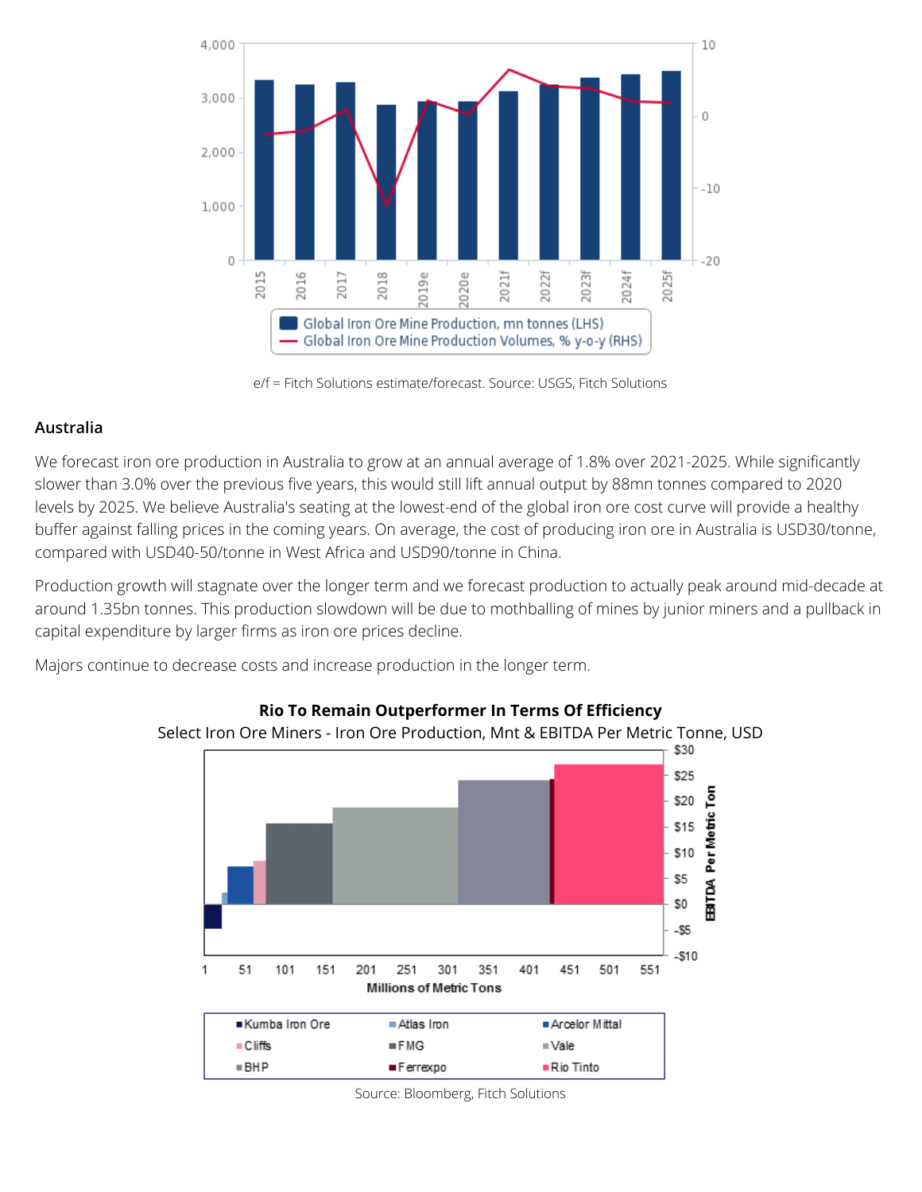e/f = Fitch Solutions estimate/forecast. Source: USGS, Fitch Solutions

**Australia**

We forecast iron ore production in Australia to grow at an annual average of 1.8% over 2021-2025. While significantly slower than 3.0% over the previous five years, this would still lift annual output by 88mn tonnes compared to 2020 levels by 2025. We believe Australia's seating at the lowest-end of the global iron ore cost curve will provide a healthy buffer against falling prices in the coming years. On average, the cost of producing iron ore in Australia is USD30/tonne, compared with USD40-50/tonne in West Africa and USD90/tonne in China.

Production growth will stagnate over the longer term and we forecast production to actually peak around mid-decade at around 1.35bn tonnes. This production slowdown will be due to mothballing of mines by junior miners and a pullback in capital expenditure by larger firms as iron ore prices decline.

Majors continue to decrease costs and increase production in the longer term.

**Rio To Remain Outperformer In Terms Of Efficiency**

Select Iron Ore Miners - Iron Ore Production, Mnt & EBITDA Per Metric Tonne, USD

Source: Bloomberg, Fitch Solutions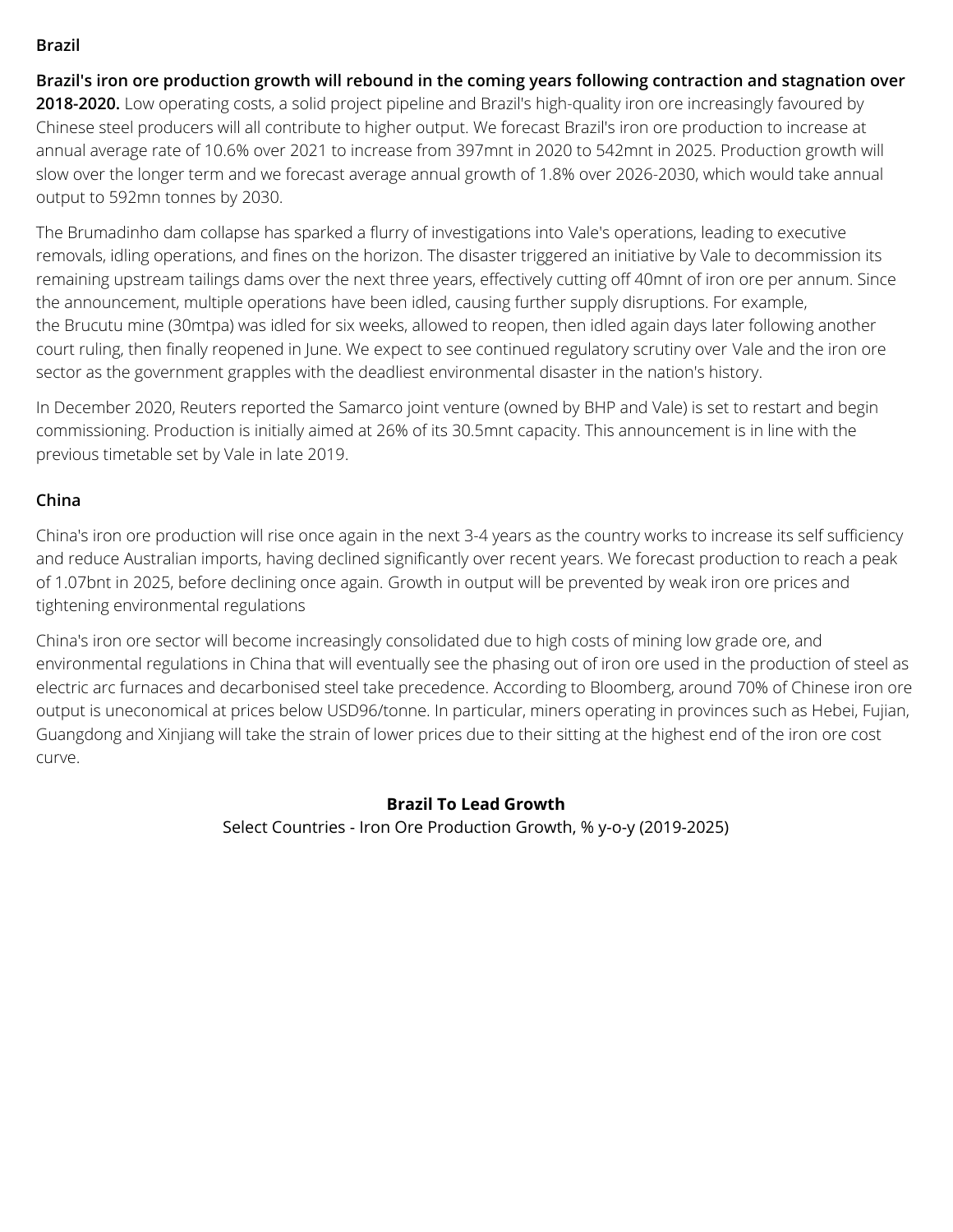## Brazil

**Brazil's iron ore production growth will rebound in the coming years following contraction and stagnation over 2018-2020.** Low operating costs, a solid project pipeline and Brazil's high-quality iron ore increasingly favoured by Chinese steel producers will all contribute to higher output. We forecast Brazil's iron ore production to increase at annual average rate of 10.6% over 2021 to increase from 397mnt in 2020 to 542mnt in 2025. Production growth will slow over the longer term and we forecast average annual growth of 1.8% over 2026-2030, which would take annual output to 592mn tonnes by 2030.

The Brumadinho dam collapse has sparked a flurry of investigations into Vale's operations, leading to executive removals, idling operations, and fines on the horizon. The disaster triggered an initiative by Vale to decommission its remaining upstream tailings dams over the next three years, effectively cutting off 40mnt of iron ore per annum. Since the announcement, multiple operations have been idled, causing further supply disruptions. For example, the Brucutu mine (30mtpa) was idled for six weeks, allowed to reopen, then idled again days later following another court ruling, then finally reopened in June. We expect to see continued regulatory scrutiny over Vale and the iron ore sector as the government grapples with the deadliest environmental disaster in the nation's history.

In December 2020, Reuters reported the Samarco joint venture (owned by BHP and Vale) is set to restart and begin commissioning. Production is initially aimed at 26% of its 30.5mnt capacity. This announcement is in line with the previous timetable set by Vale in late 2019.

## China

China's iron ore production will rise once again in the next 3-4 years as the country works to increase its self sufficiency and reduce Australian imports, having declined significantly over recent years. We forecast production to reach a peak of 1.07bnt in 2025, before declining once again. Growth in output will be prevented by weak iron ore prices and tightening environmental regulations

China's iron ore sector will become increasingly consolidated due to high costs of mining low grade ore, and environmental regulations in China that will eventually see the phasing out of iron ore used in the production of steel as electric arc furnaces and decarbonised steel take precedence. According to Bloomberg, around 70% of Chinese iron ore output is uneconomical at prices below USD96/tonne. In particular, miners operating in provinces such as Hebei, Fujian, Guangdong and Xinjiang will take the strain of lower prices due to their sitting at the highest end of the iron ore cost curve.

**Brazil To Lead Growth**

Select Countries - Iron Ore Production Growth, % y-o-y (2019-2025)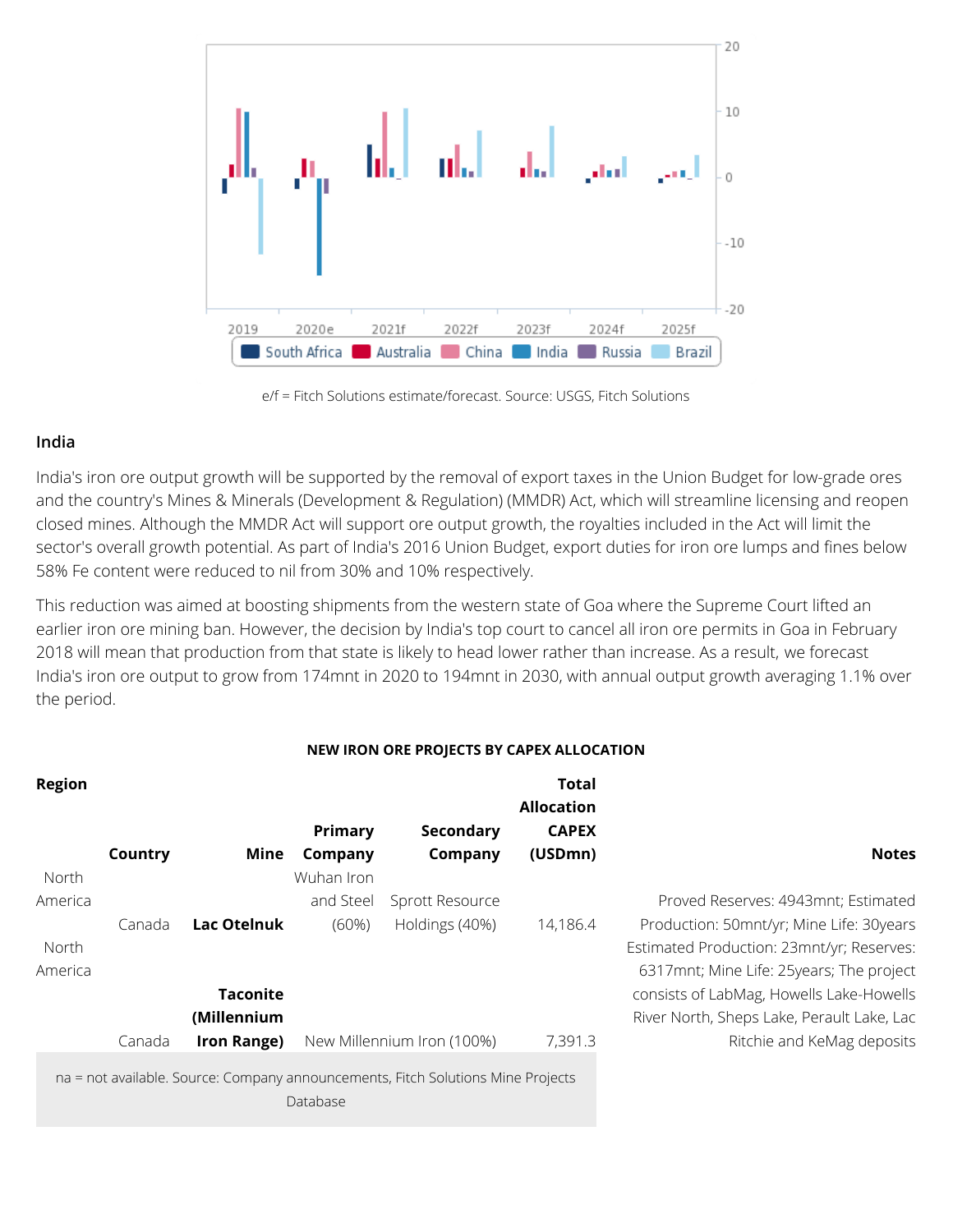e/f = Fitch Solutions estimate/forecast. Source: USGS, Fitch Solutions

### India

India's iron ore output growth will be supported by the removal of export taxes in the Union Budget for low-grade ores and the country's Mines & Minerals (Development & Regulation) (MMDR) Act, which will streamline licensing and reopen closed mines. Although the MMDR Act will support ore output growth, the royalties included in the Act will limit the sector's overall growth potential. As part of India's 2016 Union Budget, export duties for iron ore lumps and fines below 58% Fe content were reduced to nil from 30% and 10% respectively.

This reduction was aimed at boosting shipments from the western state of Goa where the Supreme Court lifted an earlier iron ore mining ban. However, the decision by India's top court to cancel all iron ore permits in Goa in February 2018 will mean that production from that state is likely to head lower rather than increase. As a result, we forecast India's iron ore output to grow from 174mnt in 2020 to 194mnt in 2030, with annual output growth averaging 1.1% over the period.

**NEW IRON ORE PROJECTS BY CAPEX ALLOCATION**

| Region | Country | Mine | Primary Company | Secondary Company | Total Allocation CAPEX (USDmn) | Notes |
|---|---|---|---|---|---|---|
| North America | Canada | **Lac Otelnuk** | Wuhan Iron and Steel (60%) | Sprott Resource Holdings (40%) | 14,186.4 | Proved Reserves: 4943mnt; Estimated Production: 50mnt/yr; Mine Life: 30years |
| North America | Canada | **Taconite (Millennium Iron Range)** | New Millennium Iron (100%) | | 7,391.3 | Estimated Production: 23mnt/yr; Reserves: 6317mnt; Mine Life: 25years; The project consists of LabMag, Howells Lake-Howells River North, Sheps Lake, Perault Lake, Lac Ritchie and KeMag deposits |

na = not available. Source: Company announcements, Fitch Solutions Mine Projects Database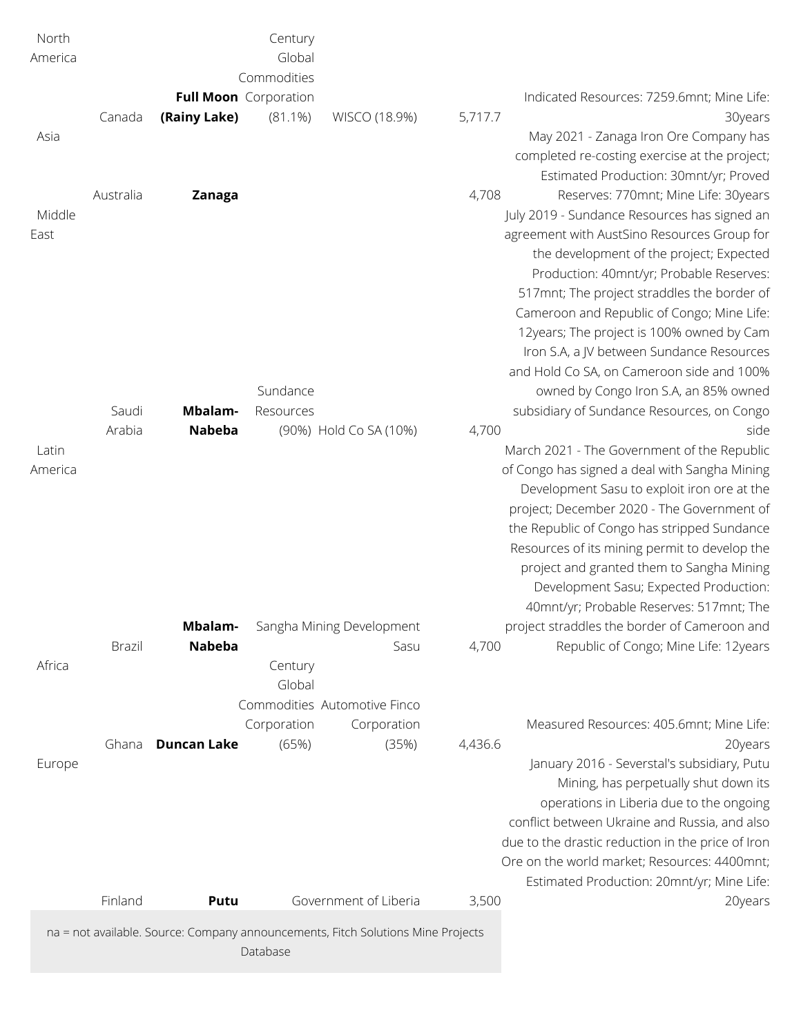| North America | Canada | **Full Moon (Rainy Lake)** | Century Global Commodities Corporation (81.1%) | WISCO (18.9%) | 5,717.7 | Indicated Resources: 7259.6mnt; Mine Life: 30years |
|---|---|---|---|---|---|---|
| Asia | Australia | **Zanaga** | | | 4,708 | May 2021 - Zanaga Iron Ore Company has completed re-costing exercise at the project; Estimated Production: 30mnt/yr; Proved Reserves: 770mnt; Mine Life: 30years |
| Middle East | Saudi Arabia | **Mbalam-Nabeba** | Sundance Resources (90%) | Hold Co SA (10%) | 4,700 | July 2019 - Sundance Resources has signed an agreement with AustSino Resources Group for the development of the project; Expected Production: 40mnt/yr; Probable Reserves: 517mnt; The project straddles the border of Cameroon and Republic of Congo; Mine Life: 12years; The project is 100% owned by Cam Iron S.A, a JV between Sundance Resources and Hold Co SA, on Cameroon side and 100% owned by Congo Iron S.A, an 85% owned subsidiary of Sundance Resources, on Congo side |
| Latin America | Brazil | **Mbalam-Nabeba** | Sangha Mining Development Sasu | | 4,700 | March 2021 - The Government of the Republic of Congo has signed a deal with Sangha Mining Development Sasu to exploit iron ore at the project; December 2020 - The Government of the Republic of Congo has stripped Sundance Resources of its mining permit to develop the project and granted them to Sangha Mining Development Sasu; Expected Production: 40mnt/yr; Probable Reserves: 517mnt; The project straddles the border of Cameroon and Republic of Congo; Mine Life: 12years |
| Africa | Ghana | **Duncan Lake** | Century Global Commodities Corporation (65%) | Automotive Finco Corporation (35%) | 4,436.6 | Measured Resources: 405.6mnt; Mine Life: 20years |
| Europe | Finland | **Putu** | | Government of Liberia | 3,500 | January 2016 - Severstal's subsidiary, Putu Mining, has perpetually shut down its operations in Liberia due to the ongoing conflict between Ukraine and Russia, and also due to the drastic reduction in the price of Iron Ore on the world market; Resources: 4400mnt; Estimated Production: 20mnt/yr; Mine Life: 20years |

na = not available. Source: Company announcements, Fitch Solutions Mine Projects Database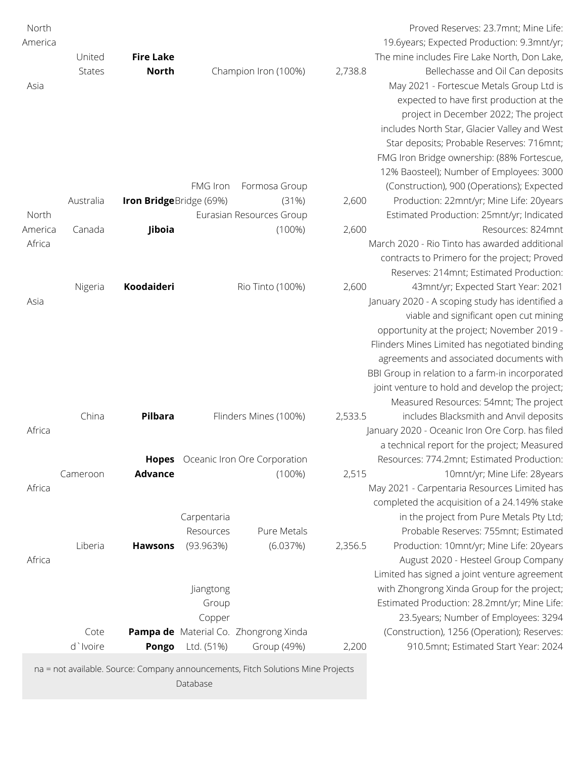| | | | | | | |
|---|---|---|---|---|---|---|
| North America | United States | **Fire Lake North** | | Champion Iron (100%) | 2,738.8 | Proved Reserves: 23.7mnt; Mine Life: 19.6years; Expected Production: 9.3mnt/yr; The mine includes Fire Lake North, Don Lake, Bellechasse and Oil Can deposits |
| Asia | Australia | **Iron Bridge** | FMG Iron Bridge (69%) | Formosa Group (31%) | 2,600 | May 2021 - Fortescue Metals Group Ltd is expected to have first production at the project in December 2022; The project includes North Star, Glacier Valley and West Star deposits; Probable Reserves: 716mnt; FMG Iron Bridge ownership: (88% Fortescue, 12% Baosteel); Number of Employees: 3000 (Construction), 900 (Operations); Expected Production: 22mnt/yr; Mine Life: 20years |
| North America | Canada | **Jiboia** | | Eurasian Resources Group (100%) | 2,600 | Estimated Production: 25mnt/yr; Indicated Resources: 824mnt |
| Africa | Nigeria | **Koodaideri** | | Rio Tinto (100%) | 2,600 | March 2020 - Rio Tinto has awarded additional contracts to Primero for the project; Proved Reserves: 214mnt; Estimated Production: 43mnt/yr; Expected Start Year: 2021 |
| Asia | China | **Pilbara** | | Flinders Mines (100%) | 2,533.5 | January 2020 - A scoping study has identified a viable and significant open cut mining opportunity at the project; November 2019 - Flinders Mines Limited has negotiated binding agreements and associated documents with BBI Group in relation to a farm-in incorporated joint venture to hold and develop the project; Measured Resources: 54mnt; The project includes Blacksmith and Anvil deposits |
| Africa | Cameroon | **Hopes Advance** | | Oceanic Iron Ore Corporation (100%) | 2,515 | January 2020 - Oceanic Iron Ore Corp. has filed a technical report for the project; Measured Resources: 774.2mnt; Estimated Production: 10mnt/yr; Mine Life: 28years |
| Africa | Liberia | **Hawsons** | Carpentaria Resources (93.963%) | Pure Metals (6.037%) | 2,356.5 | May 2021 - Carpentaria Resources Limited has completed the acquisition of a 24.149% stake in the project from Pure Metals Pty Ltd; Probable Reserves: 755mnt; Estimated Production: 10mnt/yr; Mine Life: 20years |
| Africa | Cote d`Ivoire | **Pampa de Pongo** | Jiangtong Group Copper Material Co. Ltd. (51%) | Zhongrong Xinda Group (49%) | 2,200 | August 2020 - Hesteel Group Company Limited has signed a joint venture agreement with Zhongrong Xinda Group for the project; Estimated Production: 28.2mnt/yr; Mine Life: 23.5years; Number of Employees: 3294 (Construction), 1256 (Operation); Reserves: 910.5mnt; Estimated Start Year: 2024 |

na = not available. Source: Company announcements, Fitch Solutions Mine Projects Database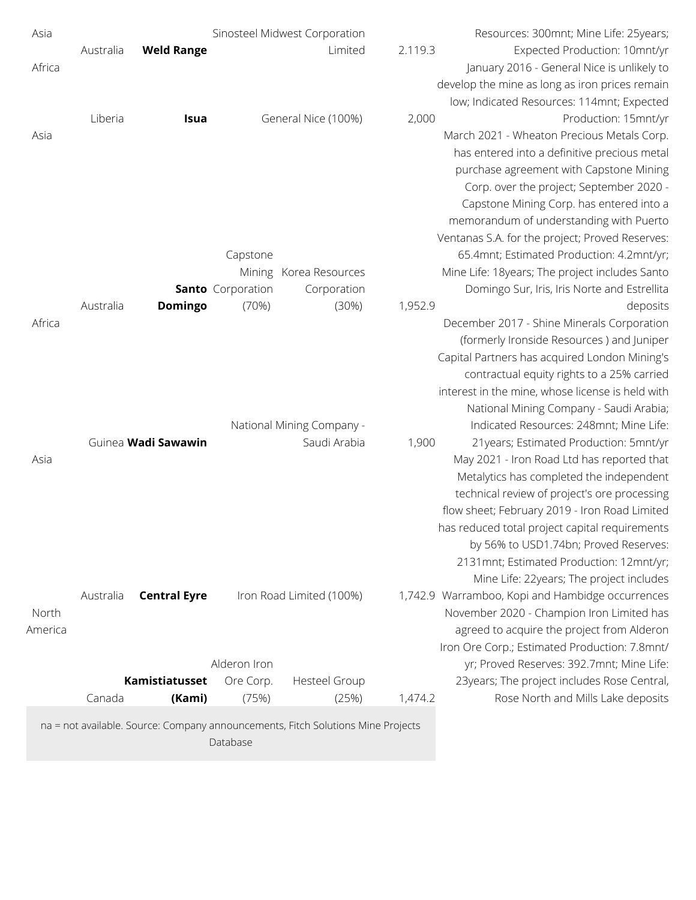| | | | | | | |
|---|---|---|---|---|---|---|
| Asia | Australia | **Weld Range** | | Sinosteel Midwest Corporation Limited | 2.119.3 | Resources: 300mnt; Mine Life: 25years; Expected Production: 10mnt/yr |
| Africa | Liberia | **Isua** | | General Nice (100%) | 2,000 | January 2016 - General Nice is unlikely to develop the mine as long as iron prices remain low; Indicated Resources: 114mnt; Expected Production: 15mnt/yr |
| Asia | Australia | **Santo Domingo** | Capstone Mining Corporation (70%) | Korea Resources Corporation (30%) | 1,952.9 | March 2021 - Wheaton Precious Metals Corp. has entered into a definitive precious metal purchase agreement with Capstone Mining Corp. over the project; September 2020 - Capstone Mining Corp. has entered into a memorandum of understanding with Puerto Ventanas S.A. for the project; Proved Reserves: 65.4mnt; Estimated Production: 4.2mnt/yr; Mine Life: 18years; The project includes Santo Domingo Sur, Iris, Iris Norte and Estrellita deposits |
| Africa | Guinea | **Wadi Sawawin** | | National Mining Company - Saudi Arabia | 1,900 | December 2017 - Shine Minerals Corporation (formerly Ironside Resources ) and Juniper Capital Partners has acquired London Mining's contractual equity rights to a 25% carried interest in the mine, whose license is held with National Mining Company - Saudi Arabia; Indicated Resources: 248mnt; Mine Life: 21years; Estimated Production: 5mnt/yr |
| Asia | Australia | **Central Eyre** | | Iron Road Limited (100%) | 1,742.9 | May 2021 - Iron Road Ltd has reported that Metalytics has completed the independent technical review of project's ore processing flow sheet; February 2019 - Iron Road Limited has reduced total project capital requirements by 56% to USD1.74bn; Proved Reserves: 2131mnt; Estimated Production: 12mnt/yr; Mine Life: 22years; The project includes Warramboo, Kopi and Hambidge occurrences |
| North America | Canada | **Kamistiatusset (Kami)** | Alderon Iron Ore Corp. (75%) | Hesteel Group (25%) | 1,474.2 | November 2020 - Champion Iron Limited has agreed to acquire the project from Alderon Iron Ore Corp.; Estimated Production: 7.8mnt/yr; Proved Reserves: 392.7mnt; Mine Life: 23years; The project includes Rose Central, Rose North and Mills Lake deposits |

na = not available. Source: Company announcements, Fitch Solutions Mine Projects Database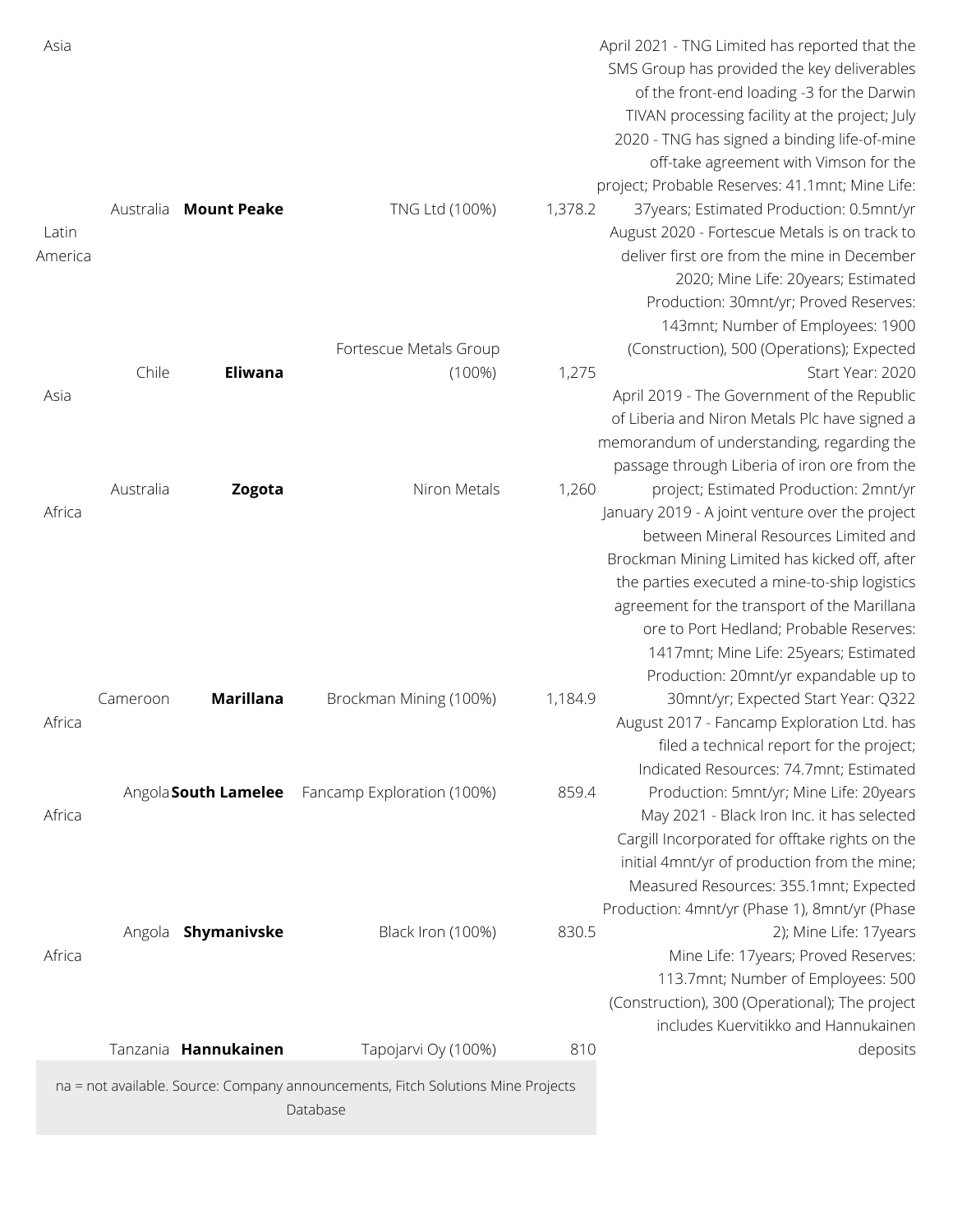| | | | | | |
|---|---|---|---|---|---|
| Asia | Australia | **Mount Peake** | TNG Ltd (100%) | 1,378.2 | April 2021 - TNG Limited has reported that the SMS Group has provided the key deliverables of the front-end loading -3 for the Darwin TIVAN processing facility at the project; July 2020 - TNG has signed a binding life-of-mine off-take agreement with Vimson for the project; Probable Reserves: 41.1mnt; Mine Life: 37years; Estimated Production: 0.5mnt/yr |
| Latin America | Chile | **Eliwana** | Fortescue Metals Group (100%) | 1,275 | August 2020 - Fortescue Metals is on track to deliver first ore from the mine in December 2020; Mine Life: 20years; Estimated Production: 30mnt/yr; Proved Reserves: 143mnt; Number of Employees: 1900 (Construction), 500 (Operations); Expected Start Year: 2020 |
| Asia | Australia | **Zogota** | Niron Metals | 1,260 | April 2019 - The Government of the Republic of Liberia and Niron Metals Plc have signed a memorandum of understanding, regarding the passage through Liberia of iron ore from the project; Estimated Production: 2mnt/yr |
| Africa | Cameroon | **Marillana** | Brockman Mining (100%) | 1,184.9 | January 2019 - A joint venture over the project between Mineral Resources Limited and Brockman Mining Limited has kicked off, after the parties executed a mine-to-ship logistics agreement for the transport of the Marillana ore to Port Hedland; Probable Reserves: 1417mnt; Mine Life: 25years; Estimated Production: 20mnt/yr expandable up to 30mnt/yr; Expected Start Year: Q322 |
| Africa | Angola | **South Lamelee** | Fancamp Exploration (100%) | 859.4 | August 2017 - Fancamp Exploration Ltd. has filed a technical report for the project; Indicated Resources: 74.7mnt; Estimated Production: 5mnt/yr; Mine Life: 20years |
| Africa | Angola | **Shymanivske** | Black Iron (100%) | 830.5 | May 2021 - Black Iron Inc. it has selected Cargill Incorporated for offtake rights on the initial 4mnt/yr of production from the mine; Measured Resources: 355.1mnt; Expected Production: 4mnt/yr (Phase 1), 8mnt/yr (Phase 2); Mine Life: 17years |
| Africa | Tanzania | **Hannukainen** | Tapojarvi Oy (100%) | 810 | Mine Life: 17years; Proved Reserves: 113.7mnt; Number of Employees: 500 (Construction), 300 (Operational); The project includes Kuervitikko and Hannukainen deposits |

na = not available. Source: Company announcements, Fitch Solutions Mine Projects Database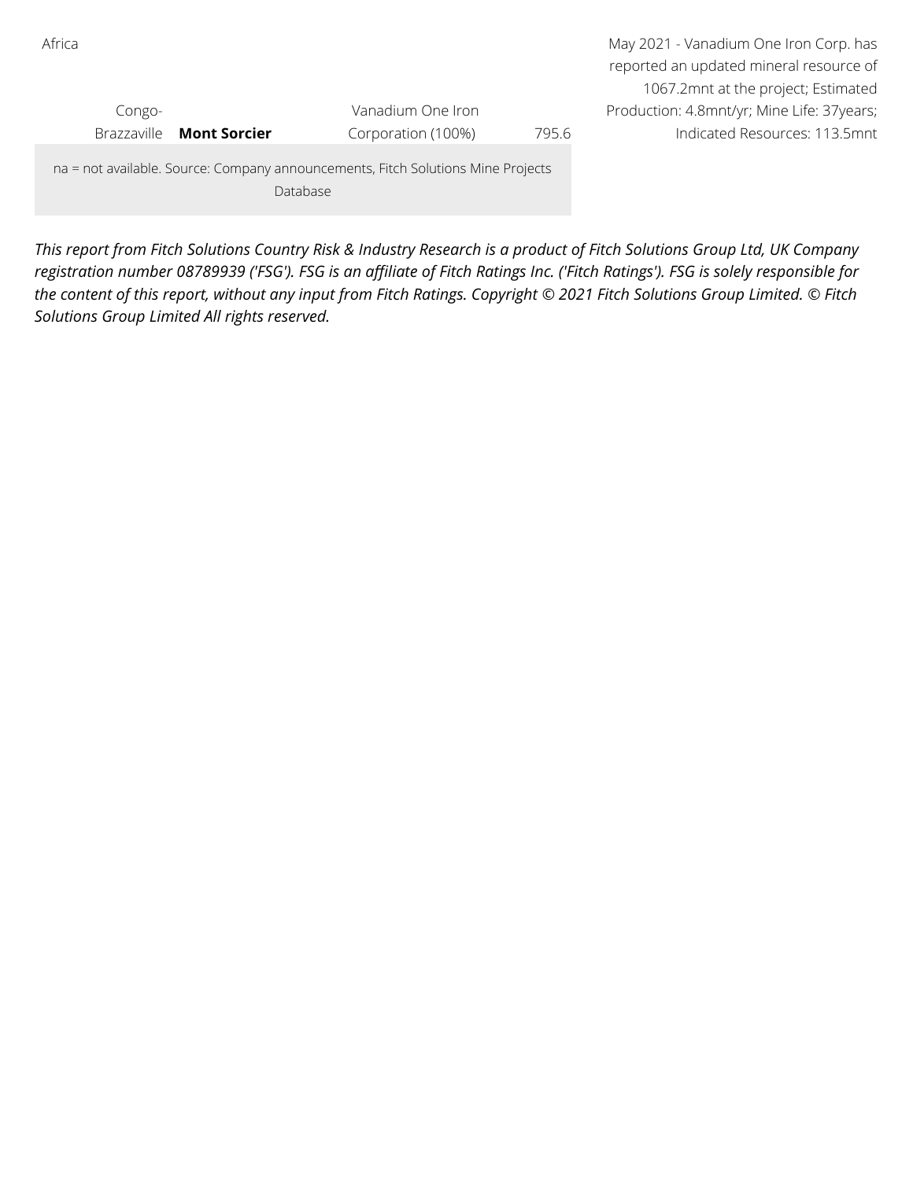| | | | | |
|---|---|---|---|---|
| Africa | | | | |
| Congo-Brazzaville | **Mont Sorcier** | Vanadium One Iron Corporation (100%) | 795.6 | May 2021 - Vanadium One Iron Corp. has reported an updated mineral resource of 1067.2mnt at the project; Estimated Production: 4.8mnt/yr; Mine Life: 37years; Indicated Resources: 113.5mnt |

na = not available. Source: Company announcements, Fitch Solutions Mine Projects Database

*This report from Fitch Solutions Country Risk & Industry Research is a product of Fitch Solutions Group Ltd, UK Company registration number 08789939 ('FSG'). FSG is an affiliate of Fitch Ratings Inc. ('Fitch Ratings'). FSG is solely responsible for the content of this report, without any input from Fitch Ratings. Copyright © 2021 Fitch Solutions Group Limited. © Fitch Solutions Group Limited All rights reserved.*